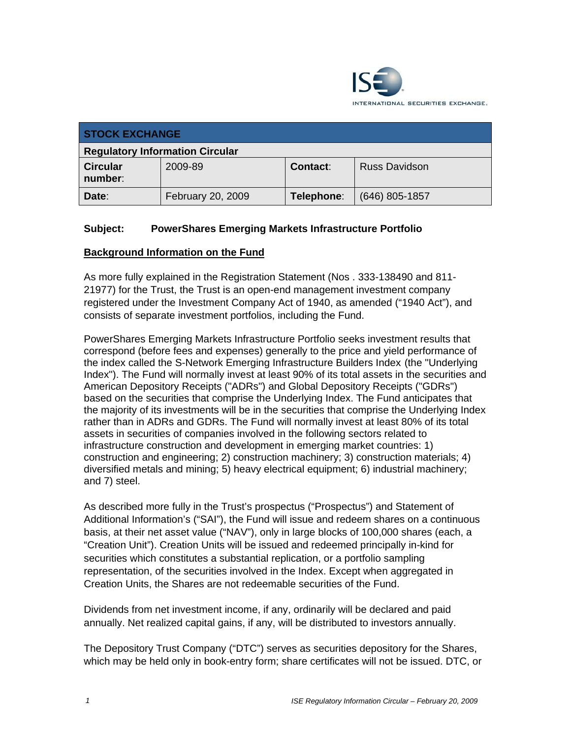INTERNATIONAL SECURITIES EXCHANGE.

| STOCK EXCHANGE | | | |
|---|---|---|---|
| **Regulatory Information Circular** | | | |
| **Circular number**: | 2009-89 | **Contact**: | Russ Davidson |
| **Date**: | February 20, 2009 | **Telephone**: | (646) 805-1857 |

**Subject: PowerShares Emerging Markets Infrastructure Portfolio**

**Background Information on the Fund**

As more fully explained in the Registration Statement (Nos . 333-138490 and 811-21977) for the Trust, the Trust is an open-end management investment company registered under the Investment Company Act of 1940, as amended ("1940 Act"), and consists of separate investment portfolios, including the Fund.

PowerShares Emerging Markets Infrastructure Portfolio seeks investment results that correspond (before fees and expenses) generally to the price and yield performance of the index called the S-Network Emerging Infrastructure Builders Index (the "Underlying Index"). The Fund will normally invest at least 90% of its total assets in the securities and American Depository Receipts ("ADRs") and Global Depository Receipts ("GDRs") based on the securities that comprise the Underlying Index. The Fund anticipates that the majority of its investments will be in the securities that comprise the Underlying Index rather than in ADRs and GDRs. The Fund will normally invest at least 80% of its total assets in securities of companies involved in the following sectors related to infrastructure construction and development in emerging market countries: 1) construction and engineering; 2) construction machinery; 3) construction materials; 4) diversified metals and mining; 5) heavy electrical equipment; 6) industrial machinery; and 7) steel.

As described more fully in the Trust's prospectus ("Prospectus") and Statement of Additional Information's ("SAI"), the Fund will issue and redeem shares on a continuous basis, at their net asset value ("NAV"), only in large blocks of 100,000 shares (each, a "Creation Unit"). Creation Units will be issued and redeemed principally in-kind for securities which constitutes a substantial replication, or a portfolio sampling representation, of the securities involved in the Index. Except when aggregated in Creation Units, the Shares are not redeemable securities of the Fund.

Dividends from net investment income, if any, ordinarily will be declared and paid annually. Net realized capital gains, if any, will be distributed to investors annually.

The Depository Trust Company ("DTC") serves as securities depository for the Shares, which may be held only in book-entry form; share certificates will not be issued. DTC, or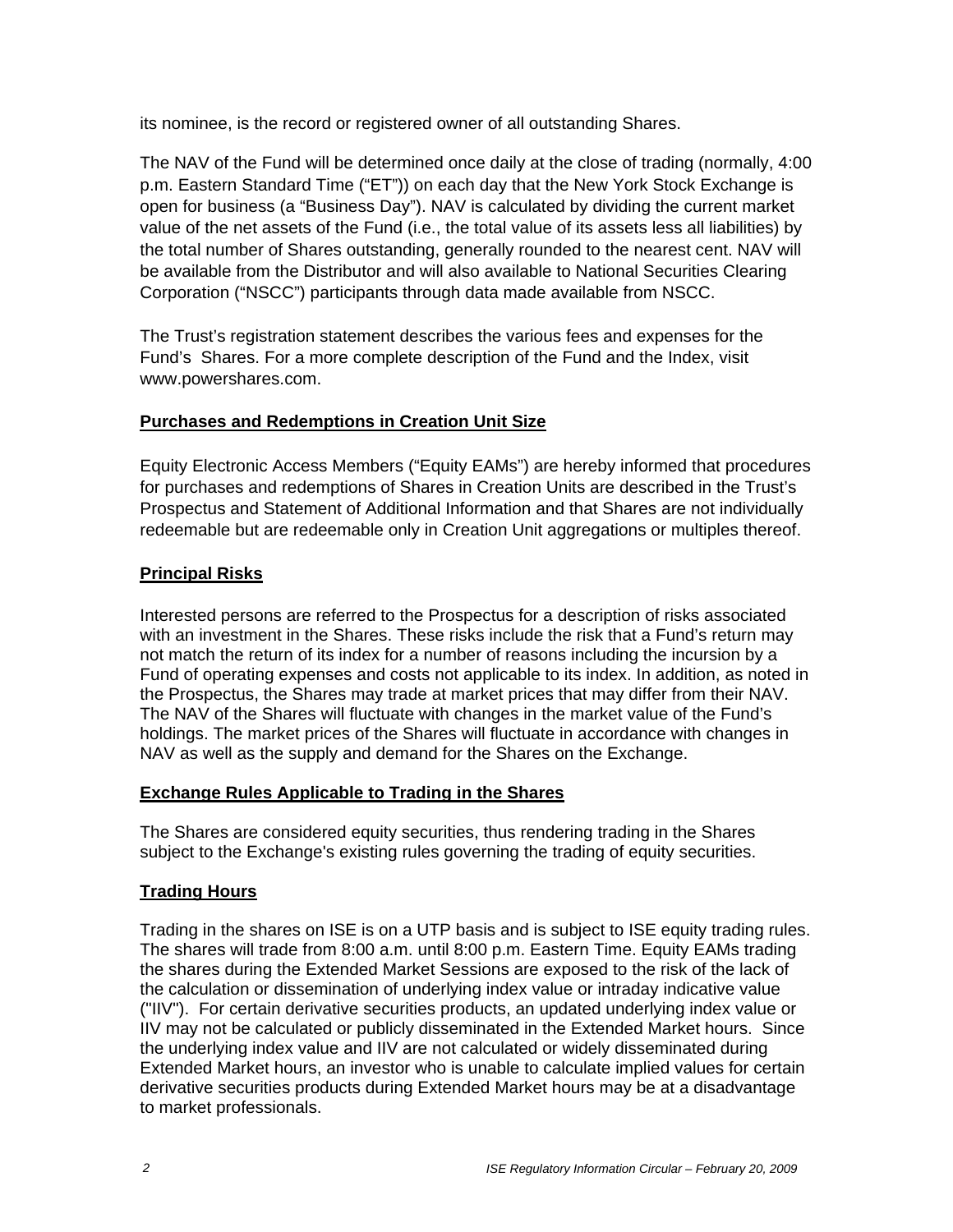its nominee, is the record or registered owner of all outstanding Shares.

The NAV of the Fund will be determined once daily at the close of trading (normally, 4:00 p.m. Eastern Standard Time ("ET")) on each day that the New York Stock Exchange is open for business (a "Business Day"). NAV is calculated by dividing the current market value of the net assets of the Fund (i.e., the total value of its assets less all liabilities) by the total number of Shares outstanding, generally rounded to the nearest cent. NAV will be available from the Distributor and will also available to National Securities Clearing Corporation ("NSCC") participants through data made available from NSCC.

The Trust's registration statement describes the various fees and expenses for the Fund's Shares. For a more complete description of the Fund and the Index, visit www.powershares.com.

## Purchases and Redemptions in Creation Unit Size

Equity Electronic Access Members ("Equity EAMs") are hereby informed that procedures for purchases and redemptions of Shares in Creation Units are described in the Trust's Prospectus and Statement of Additional Information and that Shares are not individually redeemable but are redeemable only in Creation Unit aggregations or multiples thereof.

## Principal Risks

Interested persons are referred to the Prospectus for a description of risks associated with an investment in the Shares. These risks include the risk that a Fund's return may not match the return of its index for a number of reasons including the incursion by a Fund of operating expenses and costs not applicable to its index. In addition, as noted in the Prospectus, the Shares may trade at market prices that may differ from their NAV. The NAV of the Shares will fluctuate with changes in the market value of the Fund's holdings. The market prices of the Shares will fluctuate in accordance with changes in NAV as well as the supply and demand for the Shares on the Exchange.

## Exchange Rules Applicable to Trading in the Shares

The Shares are considered equity securities, thus rendering trading in the Shares subject to the Exchange's existing rules governing the trading of equity securities.

## Trading Hours

Trading in the shares on ISE is on a UTP basis and is subject to ISE equity trading rules. The shares will trade from 8:00 a.m. until 8:00 p.m. Eastern Time. Equity EAMs trading the shares during the Extended Market Sessions are exposed to the risk of the lack of the calculation or dissemination of underlying index value or intraday indicative value ("IIV"). For certain derivative securities products, an updated underlying index value or IIV may not be calculated or publicly disseminated in the Extended Market hours. Since the underlying index value and IIV are not calculated or widely disseminated during Extended Market hours, an investor who is unable to calculate implied values for certain derivative securities products during Extended Market hours may be at a disadvantage to market professionals.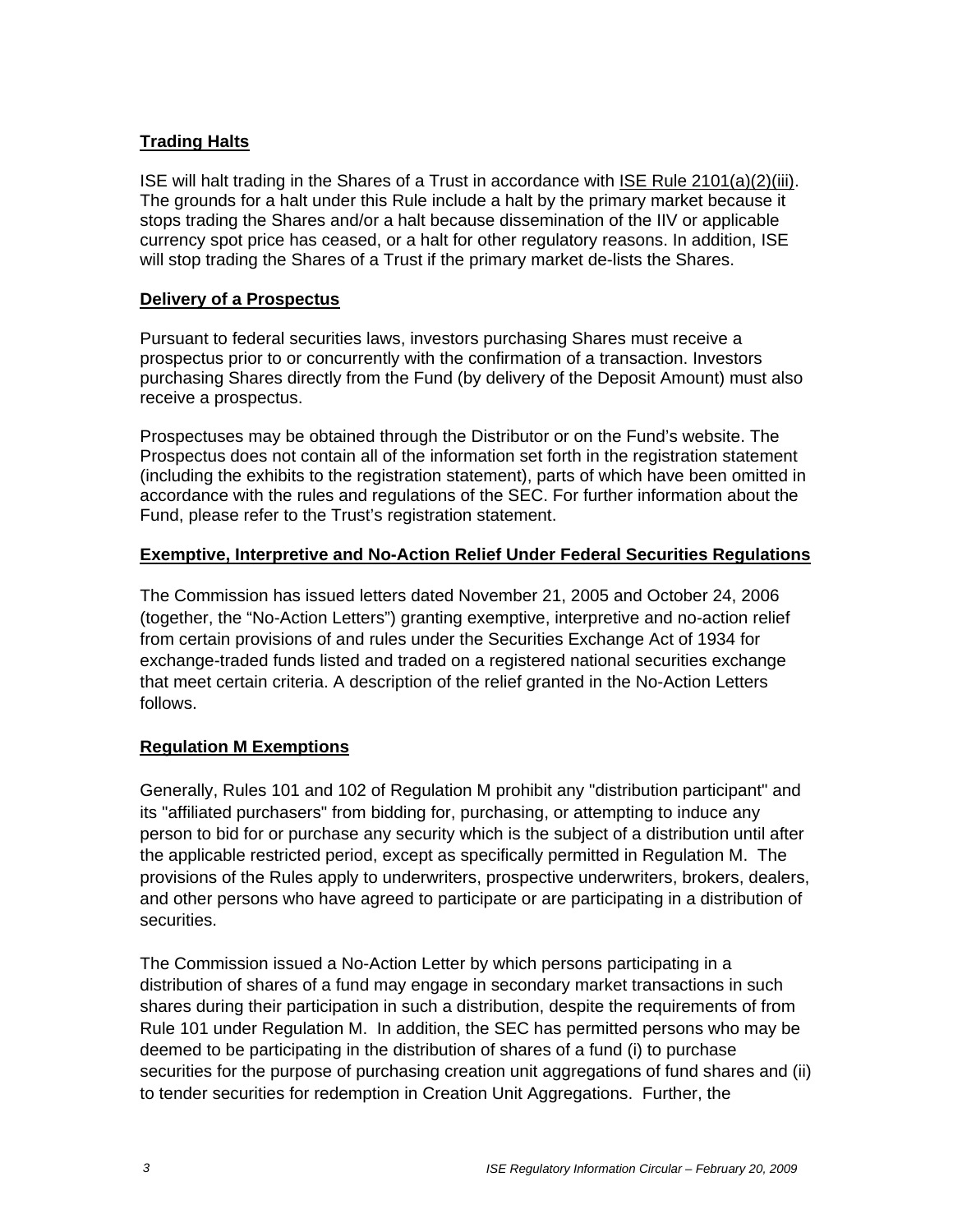## Trading Halts

ISE will halt trading in the Shares of a Trust in accordance with ISE Rule 2101(a)(2)(iii). The grounds for a halt under this Rule include a halt by the primary market because it stops trading the Shares and/or a halt because dissemination of the IIV or applicable currency spot price has ceased, or a halt for other regulatory reasons. In addition, ISE will stop trading the Shares of a Trust if the primary market de-lists the Shares.

## Delivery of a Prospectus

Pursuant to federal securities laws, investors purchasing Shares must receive a prospectus prior to or concurrently with the confirmation of a transaction. Investors purchasing Shares directly from the Fund (by delivery of the Deposit Amount) must also receive a prospectus.

Prospectuses may be obtained through the Distributor or on the Fund's website. The Prospectus does not contain all of the information set forth in the registration statement (including the exhibits to the registration statement), parts of which have been omitted in accordance with the rules and regulations of the SEC. For further information about the Fund, please refer to the Trust's registration statement.

## Exemptive, Interpretive and No-Action Relief Under Federal Securities Regulations

The Commission has issued letters dated November 21, 2005 and October 24, 2006 (together, the "No-Action Letters") granting exemptive, interpretive and no-action relief from certain provisions of and rules under the Securities Exchange Act of 1934 for exchange-traded funds listed and traded on a registered national securities exchange that meet certain criteria. A description of the relief granted in the No-Action Letters follows.

## Regulation M Exemptions

Generally, Rules 101 and 102 of Regulation M prohibit any "distribution participant" and its "affiliated purchasers" from bidding for, purchasing, or attempting to induce any person to bid for or purchase any security which is the subject of a distribution until after the applicable restricted period, except as specifically permitted in Regulation M. The provisions of the Rules apply to underwriters, prospective underwriters, brokers, dealers, and other persons who have agreed to participate or are participating in a distribution of securities.

The Commission issued a No-Action Letter by which persons participating in a distribution of shares of a fund may engage in secondary market transactions in such shares during their participation in such a distribution, despite the requirements of from Rule 101 under Regulation M. In addition, the SEC has permitted persons who may be deemed to be participating in the distribution of shares of a fund (i) to purchase securities for the purpose of purchasing creation unit aggregations of fund shares and (ii) to tender securities for redemption in Creation Unit Aggregations. Further, the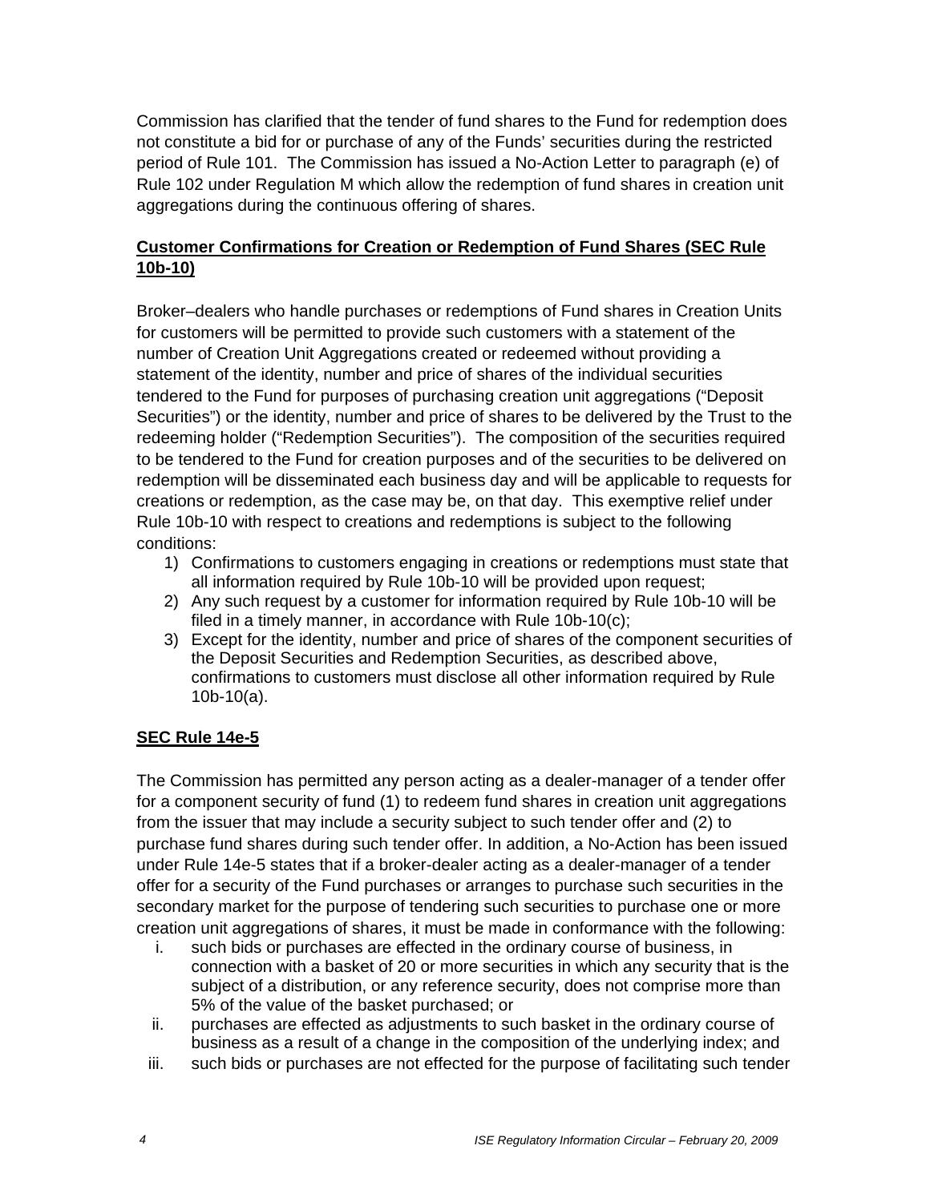Commission has clarified that the tender of fund shares to the Fund for redemption does not constitute a bid for or purchase of any of the Funds' securities during the restricted period of Rule 101. The Commission has issued a No-Action Letter to paragraph (e) of Rule 102 under Regulation M which allow the redemption of fund shares in creation unit aggregations during the continuous offering of shares.

**Customer Confirmations for Creation or Redemption of Fund Shares (SEC Rule 10b-10)**

Broker–dealers who handle purchases or redemptions of Fund shares in Creation Units for customers will be permitted to provide such customers with a statement of the number of Creation Unit Aggregations created or redeemed without providing a statement of the identity, number and price of shares of the individual securities tendered to the Fund for purposes of purchasing creation unit aggregations ("Deposit Securities") or the identity, number and price of shares to be delivered by the Trust to the redeeming holder ("Redemption Securities"). The composition of the securities required to be tendered to the Fund for creation purposes and of the securities to be delivered on redemption will be disseminated each business day and will be applicable to requests for creations or redemption, as the case may be, on that day. This exemptive relief under Rule 10b-10 with respect to creations and redemptions is subject to the following conditions:

1) Confirmations to customers engaging in creations or redemptions must state that all information required by Rule 10b-10 will be provided upon request;
2) Any such request by a customer for information required by Rule 10b-10 will be filed in a timely manner, in accordance with Rule 10b-10(c);
3) Except for the identity, number and price of shares of the component securities of the Deposit Securities and Redemption Securities, as described above, confirmations to customers must disclose all other information required by Rule 10b-10(a).

**SEC Rule 14e-5**

The Commission has permitted any person acting as a dealer-manager of a tender offer for a component security of fund (1) to redeem fund shares in creation unit aggregations from the issuer that may include a security subject to such tender offer and (2) to purchase fund shares during such tender offer. In addition, a No-Action has been issued under Rule 14e-5 states that if a broker-dealer acting as a dealer-manager of a tender offer for a security of the Fund purchases or arranges to purchase such securities in the secondary market for the purpose of tendering such securities to purchase one or more creation unit aggregations of shares, it must be made in conformance with the following:

i. such bids or purchases are effected in the ordinary course of business, in connection with a basket of 20 or more securities in which any security that is the subject of a distribution, or any reference security, does not comprise more than 5% of the value of the basket purchased; or
ii. purchases are effected as adjustments to such basket in the ordinary course of business as a result of a change in the composition of the underlying index; and
iii. such bids or purchases are not effected for the purpose of facilitating such tender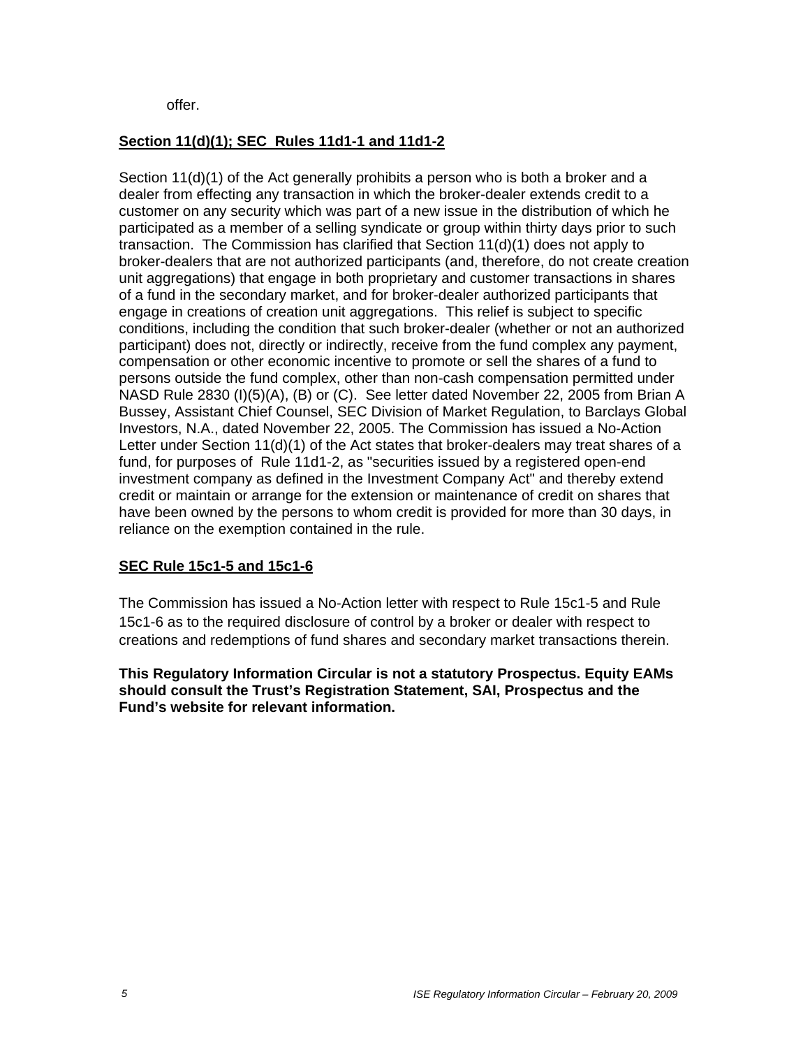offer.

**Section 11(d)(1); SEC Rules 11d1-1 and 11d1-2**

Section 11(d)(1) of the Act generally prohibits a person who is both a broker and a dealer from effecting any transaction in which the broker-dealer extends credit to a customer on any security which was part of a new issue in the distribution of which he participated as a member of a selling syndicate or group within thirty days prior to such transaction. The Commission has clarified that Section 11(d)(1) does not apply to broker-dealers that are not authorized participants (and, therefore, do not create creation unit aggregations) that engage in both proprietary and customer transactions in shares of a fund in the secondary market, and for broker-dealer authorized participants that engage in creations of creation unit aggregations. This relief is subject to specific conditions, including the condition that such broker-dealer (whether or not an authorized participant) does not, directly or indirectly, receive from the fund complex any payment, compensation or other economic incentive to promote or sell the shares of a fund to persons outside the fund complex, other than non-cash compensation permitted under NASD Rule 2830 (I)(5)(A), (B) or (C). See letter dated November 22, 2005 from Brian A Bussey, Assistant Chief Counsel, SEC Division of Market Regulation, to Barclays Global Investors, N.A., dated November 22, 2005. The Commission has issued a No-Action Letter under Section 11(d)(1) of the Act states that broker-dealers may treat shares of a fund, for purposes of Rule 11d1-2, as "securities issued by a registered open-end investment company as defined in the Investment Company Act" and thereby extend credit or maintain or arrange for the extension or maintenance of credit on shares that have been owned by the persons to whom credit is provided for more than 30 days, in reliance on the exemption contained in the rule.

**SEC Rule 15c1-5 and 15c1-6**

The Commission has issued a No-Action letter with respect to Rule 15c1-5 and Rule 15c1-6 as to the required disclosure of control by a broker or dealer with respect to creations and redemptions of fund shares and secondary market transactions therein.

**This Regulatory Information Circular is not a statutory Prospectus. Equity EAMs should consult the Trust's Registration Statement, SAI, Prospectus and the Fund's website for relevant information.**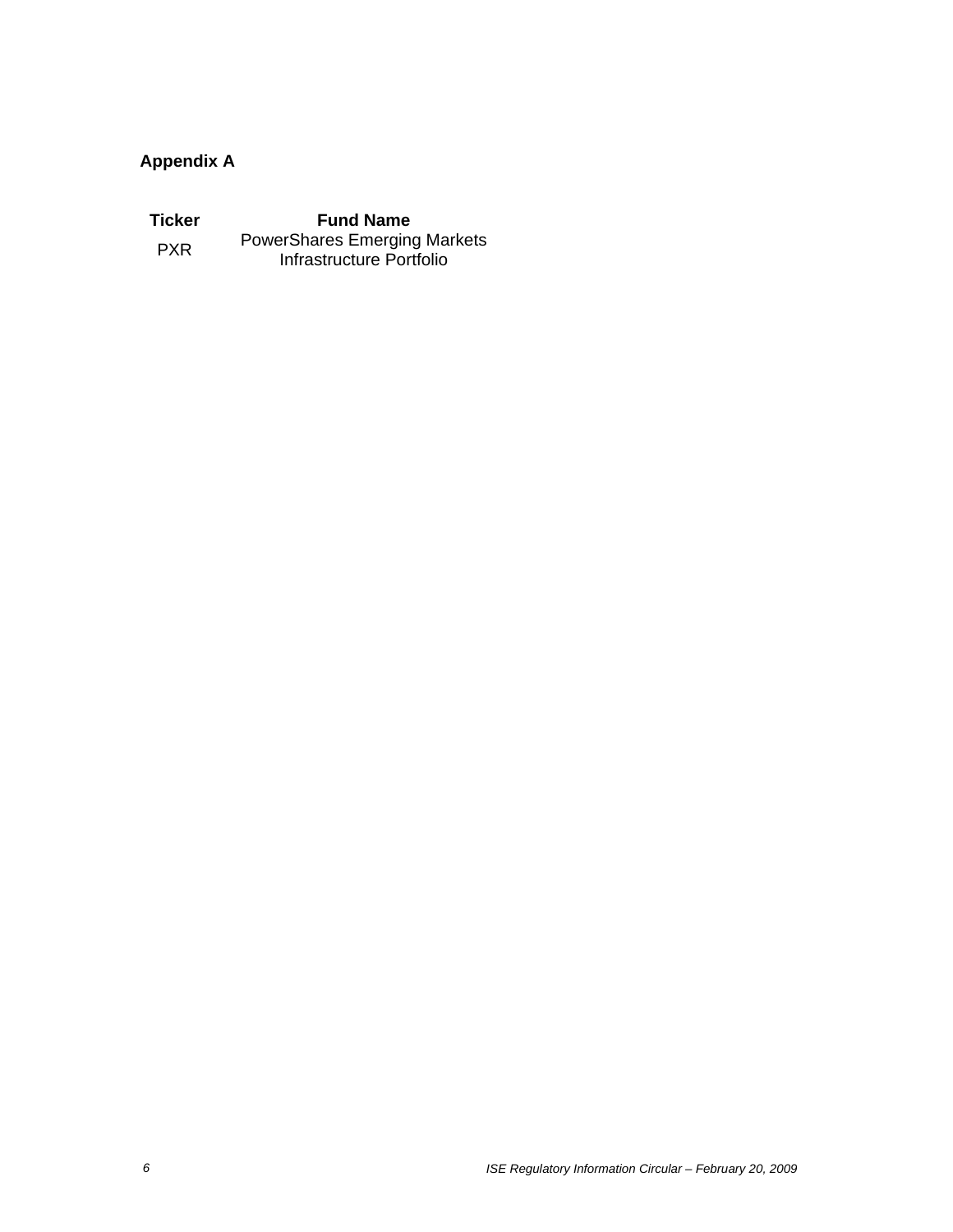## Appendix A

| Ticker | Fund Name |
|---|---|
| PXR | PowerShares Emerging Markets Infrastructure Portfolio |